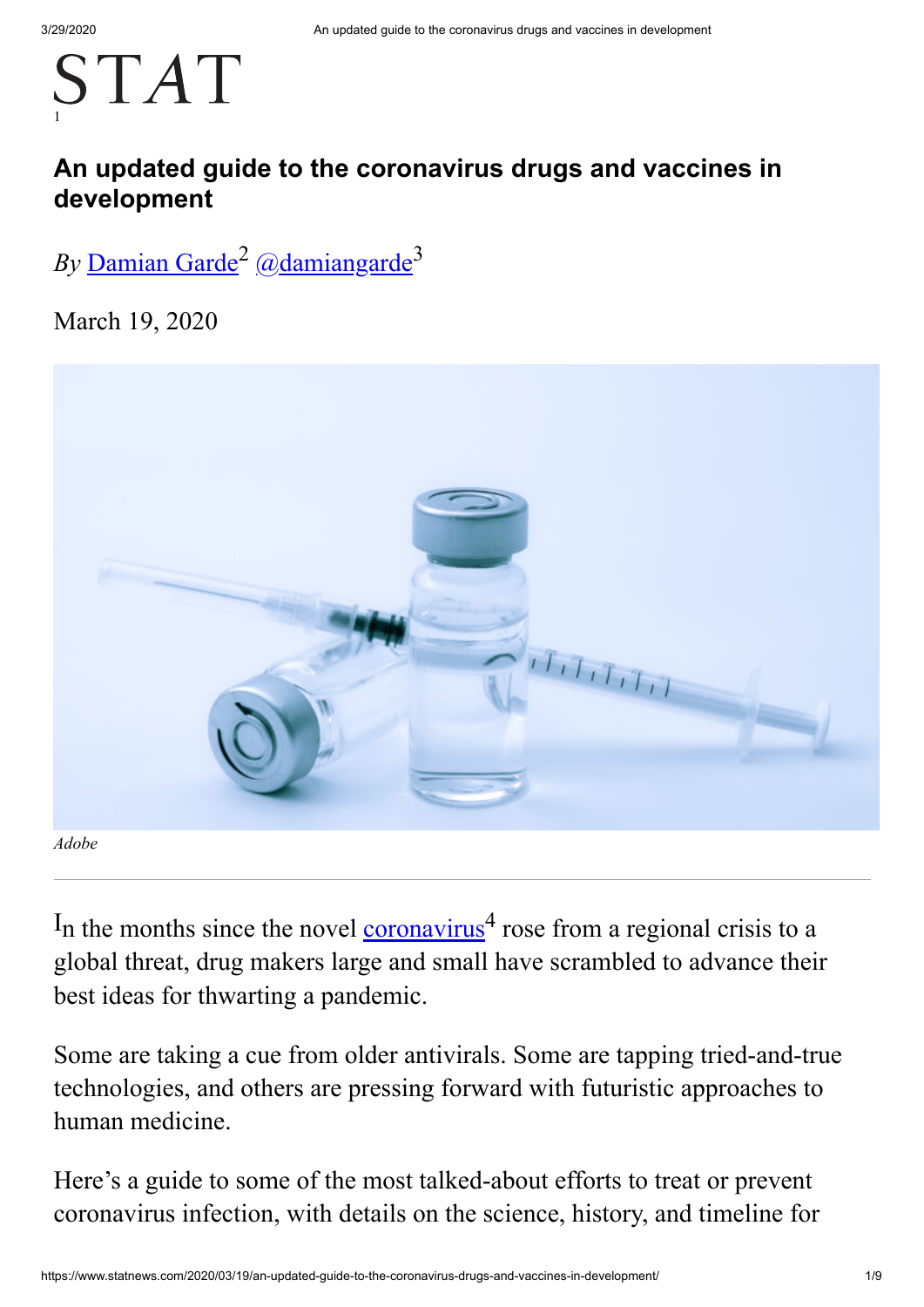STAT[1]

# An updated guide to the coronavirus drugs and vaccines in development

*By* Damian Garde[2] @damiangarde[3]

March 19, 2020

*Adobe*

In the months since the novel coronavirus[4] rose from a regional crisis to a global threat, drug makers large and small have scrambled to advance their best ideas for thwarting a pandemic.

Some are taking a cue from older antivirals. Some are tapping tried-and-true technologies, and others are pressing forward with futuristic approaches to human medicine.

Here's a guide to some of the most talked-about efforts to treat or prevent coronavirus infection, with details on the science, history, and timeline for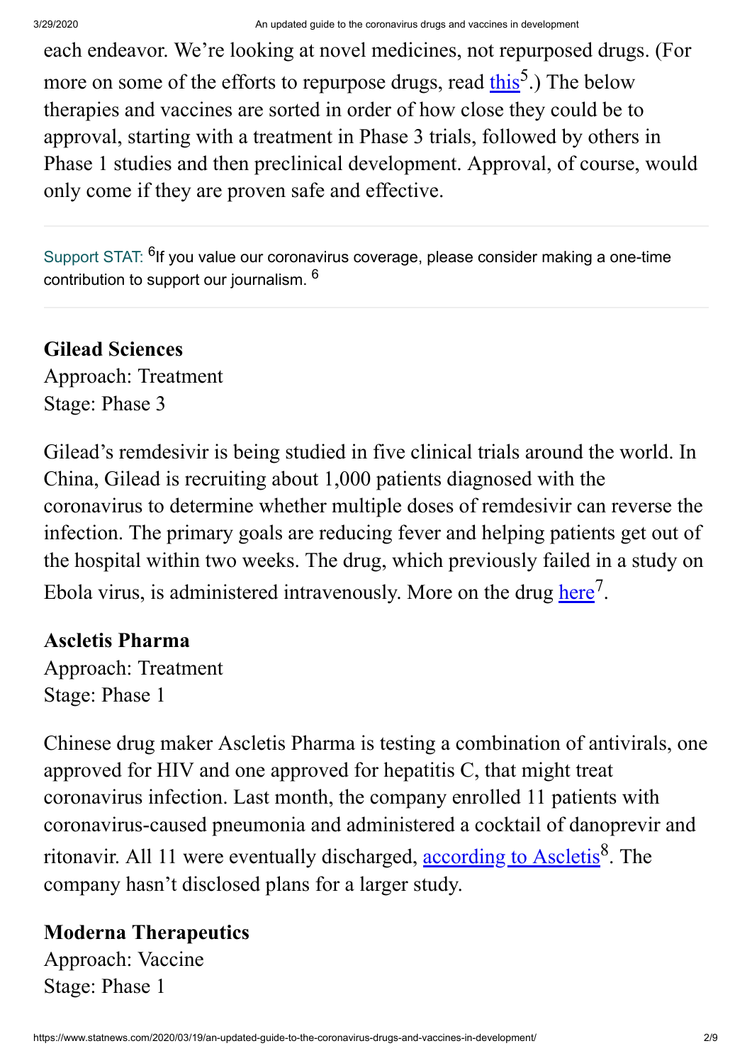each endeavor. We're looking at novel medicines, not repurposed drugs. (For more on some of the efforts to repurpose drugs, read this[5].) The below therapies and vaccines are sorted in order of how close they could be to approval, starting with a treatment in Phase 3 trials, followed by others in Phase 1 studies and then preclinical development. Approval, of course, would only come if they are proven safe and effective.

---

Support STAT: [6]If you value our coronavirus coverage, please consider making a one-time contribution to support our journalism. [6]

---

**Gilead Sciences**
Approach: Treatment
Stage: Phase 3

Gilead's remdesivir is being studied in five clinical trials around the world. In China, Gilead is recruiting about 1,000 patients diagnosed with the coronavirus to determine whether multiple doses of remdesivir can reverse the infection. The primary goals are reducing fever and helping patients get out of the hospital within two weeks. The drug, which previously failed in a study on Ebola virus, is administered intravenously. More on the drug here[7].

**Ascletis Pharma**
Approach: Treatment
Stage: Phase 1

Chinese drug maker Ascletis Pharma is testing a combination of antivirals, one approved for HIV and one approved for hepatitis C, that might treat coronavirus infection. Last month, the company enrolled 11 patients with coronavirus-caused pneumonia and administered a cocktail of danoprevir and ritonavir. All 11 were eventually discharged, according to Ascletis[8]. The company hasn't disclosed plans for a larger study.

**Moderna Therapeutics**
Approach: Vaccine
Stage: Phase 1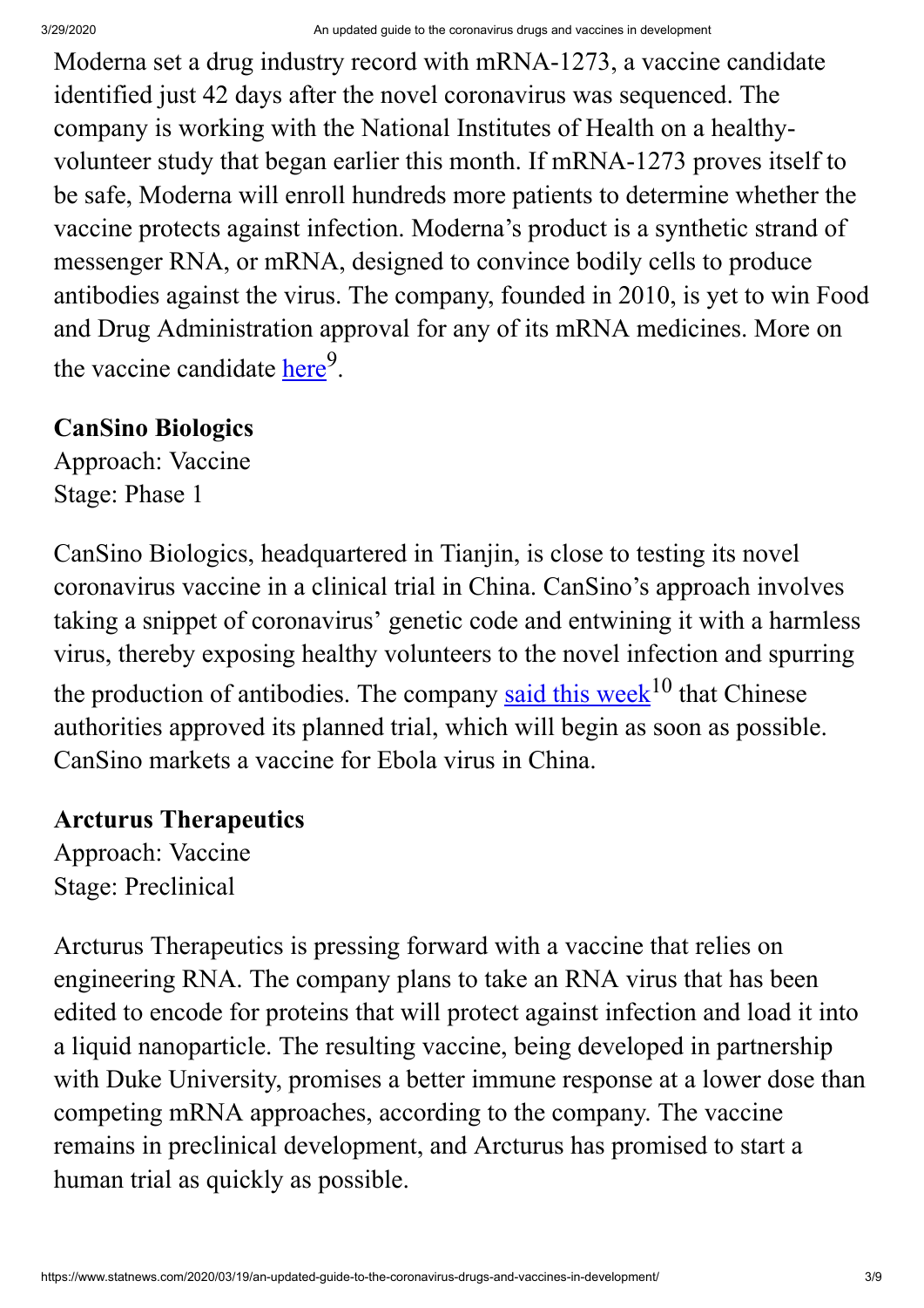Moderna set a drug industry record with mRNA-1273, a vaccine candidate identified just 42 days after the novel coronavirus was sequenced. The company is working with the National Institutes of Health on a healthy-volunteer study that began earlier this month. If mRNA-1273 proves itself to be safe, Moderna will enroll hundreds more patients to determine whether the vaccine protects against infection. Moderna's product is a synthetic strand of messenger RNA, or mRNA, designed to convince bodily cells to produce antibodies against the virus. The company, founded in 2010, is yet to win Food and Drug Administration approval for any of its mRNA medicines. More on the vaccine candidate here[9].

**CanSino Biologics**
Approach: Vaccine
Stage: Phase 1

CanSino Biologics, headquartered in Tianjin, is close to testing its novel coronavirus vaccine in a clinical trial in China. CanSino's approach involves taking a snippet of coronavirus' genetic code and entwining it with a harmless virus, thereby exposing healthy volunteers to the novel infection and spurring the production of antibodies. The company said this week[10] that Chinese authorities approved its planned trial, which will begin as soon as possible. CanSino markets a vaccine for Ebola virus in China.

**Arcturus Therapeutics**
Approach: Vaccine
Stage: Preclinical

Arcturus Therapeutics is pressing forward with a vaccine that relies on engineering RNA. The company plans to take an RNA virus that has been edited to encode for proteins that will protect against infection and load it into a liquid nanoparticle. The resulting vaccine, being developed in partnership with Duke University, promises a better immune response at a lower dose than competing mRNA approaches, according to the company. The vaccine remains in preclinical development, and Arcturus has promised to start a human trial as quickly as possible.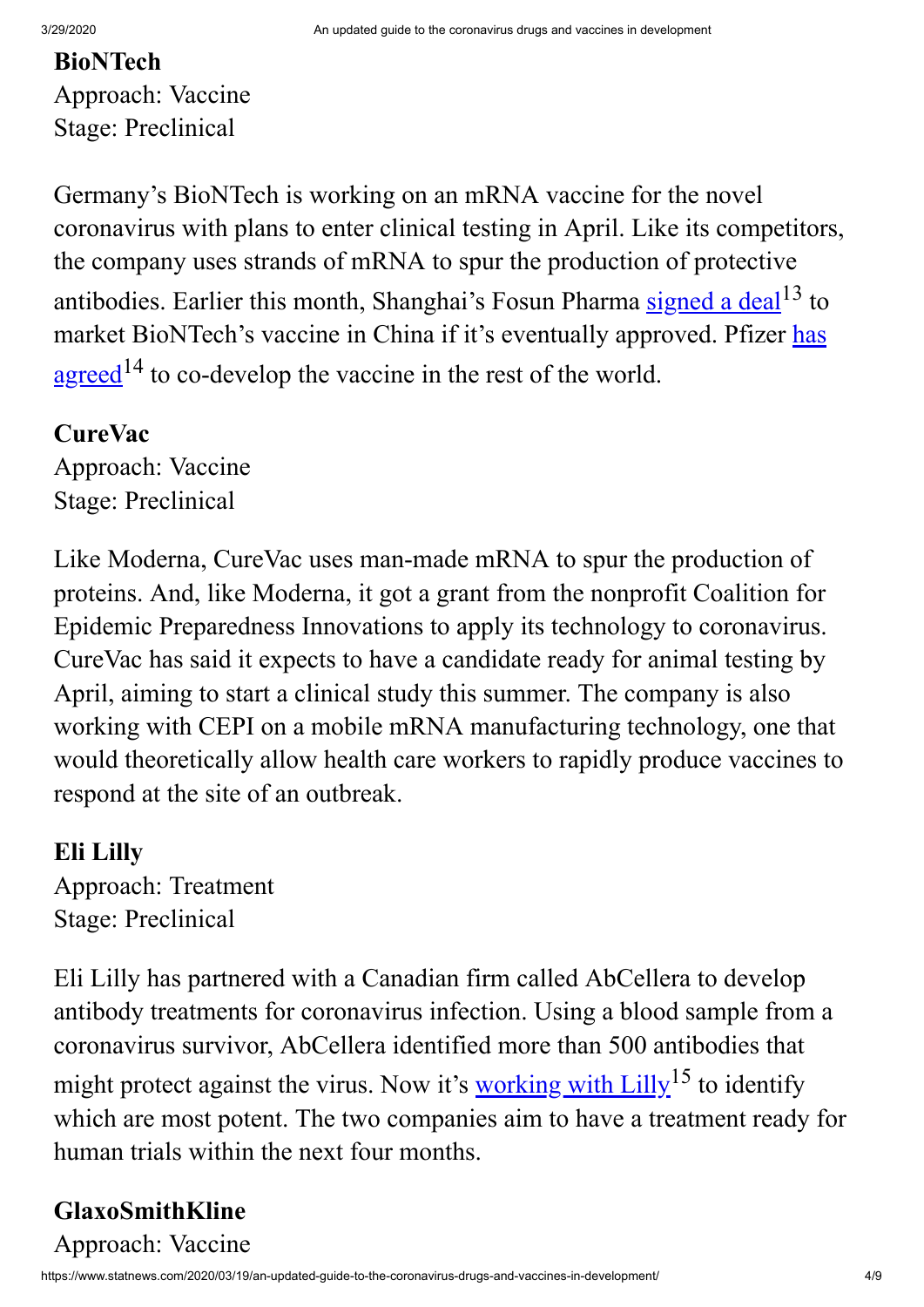**BioNTech**
Approach: Vaccine
Stage: Preclinical

Germany's BioNTech is working on an mRNA vaccine for the novel coronavirus with plans to enter clinical testing in April. Like its competitors, the company uses strands of mRNA to spur the production of protective antibodies. Earlier this month, Shanghai's Fosun Pharma signed a deal[13] to market BioNTech's vaccine in China if it's eventually approved. Pfizer has agreed[14] to co-develop the vaccine in the rest of the world.

**CureVac**
Approach: Vaccine
Stage: Preclinical

Like Moderna, CureVac uses man-made mRNA to spur the production of proteins. And, like Moderna, it got a grant from the nonprofit Coalition for Epidemic Preparedness Innovations to apply its technology to coronavirus. CureVac has said it expects to have a candidate ready for animal testing by April, aiming to start a clinical study this summer. The company is also working with CEPI on a mobile mRNA manufacturing technology, one that would theoretically allow health care workers to rapidly produce vaccines to respond at the site of an outbreak.

**Eli Lilly**
Approach: Treatment
Stage: Preclinical

Eli Lilly has partnered with a Canadian firm called AbCellera to develop antibody treatments for coronavirus infection. Using a blood sample from a coronavirus survivor, AbCellera identified more than 500 antibodies that might protect against the virus. Now it's working with Lilly[15] to identify which are most potent. The two companies aim to have a treatment ready for human trials within the next four months.

**GlaxoSmithKline**
Approach: Vaccine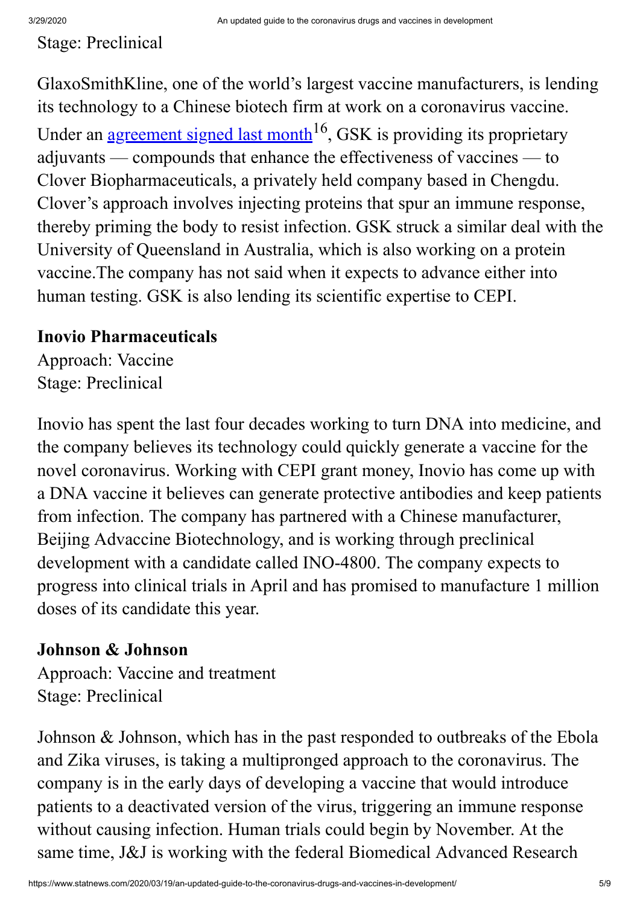Stage: Preclinical

GlaxoSmithKline, one of the world's largest vaccine manufacturers, is lending its technology to a Chinese biotech firm at work on a coronavirus vaccine. Under an agreement signed last month[16], GSK is providing its proprietary adjuvants — compounds that enhance the effectiveness of vaccines — to Clover Biopharmaceuticals, a privately held company based in Chengdu. Clover's approach involves injecting proteins that spur an immune response, thereby priming the body to resist infection. GSK struck a similar deal with the University of Queensland in Australia, which is also working on a protein vaccine.The company has not said when it expects to advance either into human testing. GSK is also lending its scientific expertise to CEPI.

**Inovio Pharmaceuticals**
Approach: Vaccine
Stage: Preclinical

Inovio has spent the last four decades working to turn DNA into medicine, and the company believes its technology could quickly generate a vaccine for the novel coronavirus. Working with CEPI grant money, Inovio has come up with a DNA vaccine it believes can generate protective antibodies and keep patients from infection. The company has partnered with a Chinese manufacturer, Beijing Advaccine Biotechnology, and is working through preclinical development with a candidate called INO-4800. The company expects to progress into clinical trials in April and has promised to manufacture 1 million doses of its candidate this year.

**Johnson & Johnson**
Approach: Vaccine and treatment
Stage: Preclinical

Johnson & Johnson, which has in the past responded to outbreaks of the Ebola and Zika viruses, is taking a multipronged approach to the coronavirus. The company is in the early days of developing a vaccine that would introduce patients to a deactivated version of the virus, triggering an immune response without causing infection. Human trials could begin by November. At the same time, J&J is working with the federal Biomedical Advanced Research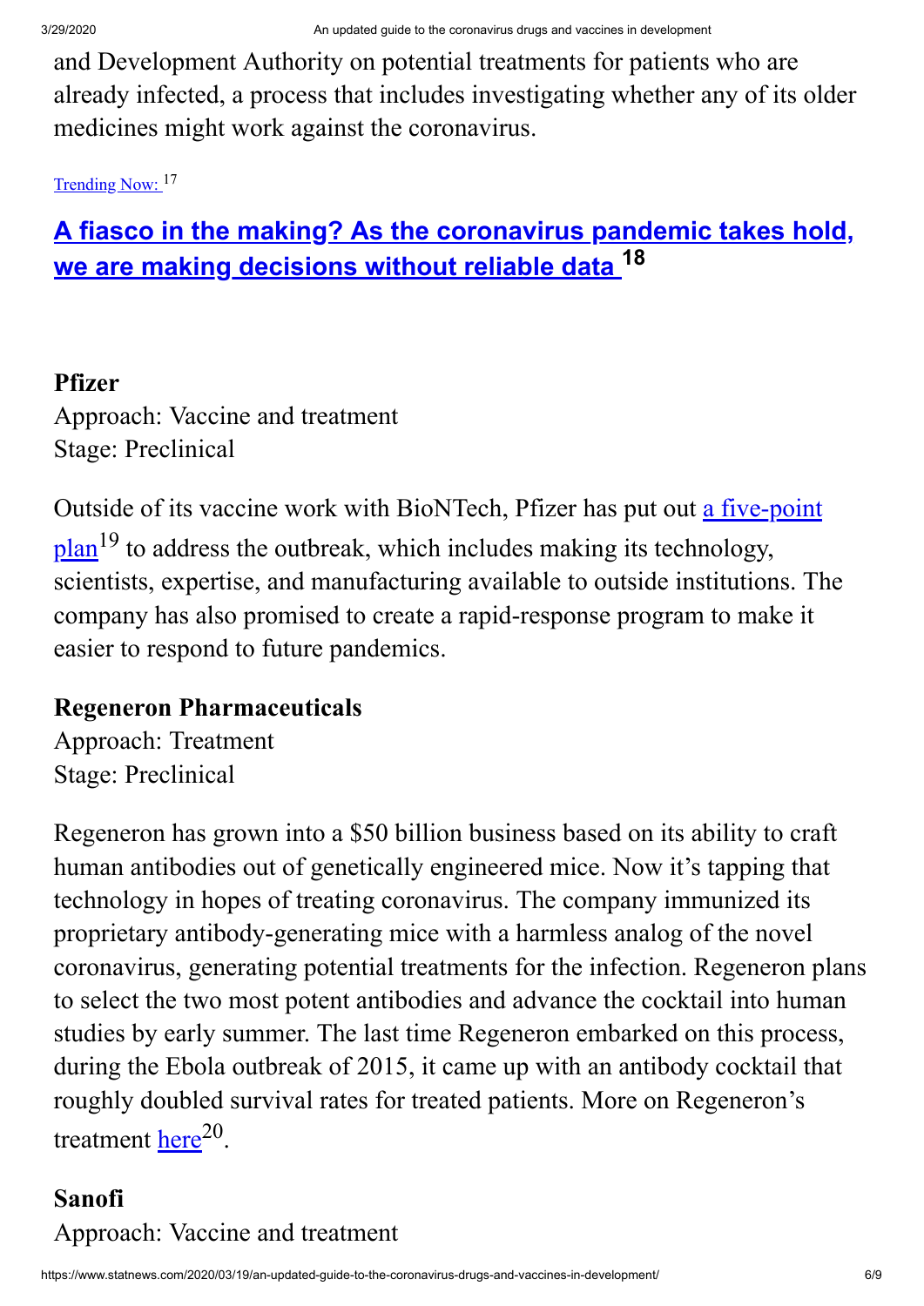and Development Authority on potential treatments for patients who are already infected, a process that includes investigating whether any of its older medicines might work against the coronavirus.

Trending Now: [17]

**A fiasco in the making? As the coronavirus pandemic takes hold, we are making decisions without reliable data** [18]

**Pfizer**
Approach: Vaccine and treatment
Stage: Preclinical

Outside of its vaccine work with BioNTech, Pfizer has put out a five-point plan[19] to address the outbreak, which includes making its technology, scientists, expertise, and manufacturing available to outside institutions. The company has also promised to create a rapid-response program to make it easier to respond to future pandemics.

**Regeneron Pharmaceuticals**
Approach: Treatment
Stage: Preclinical

Regeneron has grown into a $50 billion business based on its ability to craft human antibodies out of genetically engineered mice. Now it's tapping that technology in hopes of treating coronavirus. The company immunized its proprietary antibody-generating mice with a harmless analog of the novel coronavirus, generating potential treatments for the infection. Regeneron plans to select the two most potent antibodies and advance the cocktail into human studies by early summer. The last time Regeneron embarked on this process, during the Ebola outbreak of 2015, it came up with an antibody cocktail that roughly doubled survival rates for treated patients. More on Regeneron's treatment here[20].

**Sanofi**
Approach: Vaccine and treatment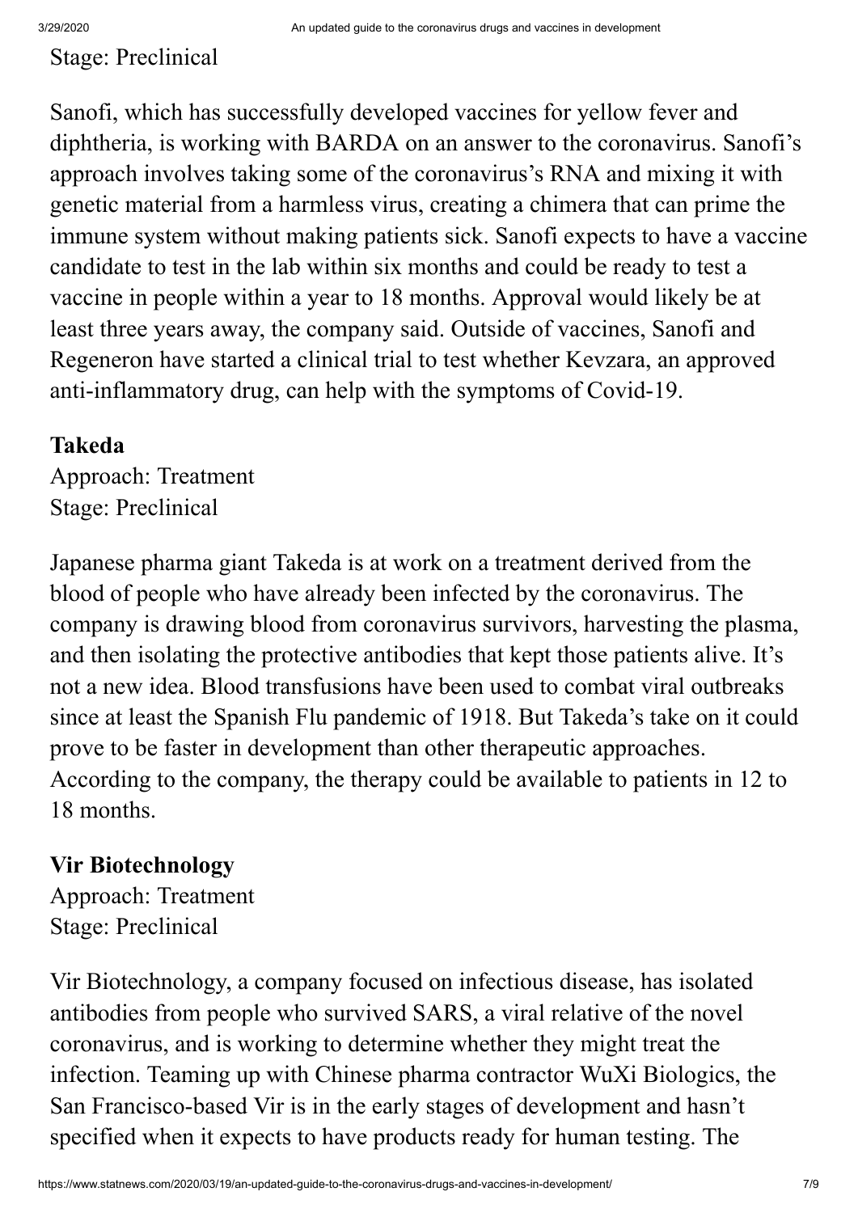Stage: Preclinical

Sanofi, which has successfully developed vaccines for yellow fever and diphtheria, is working with BARDA on an answer to the coronavirus. Sanofi's approach involves taking some of the coronavirus's RNA and mixing it with genetic material from a harmless virus, creating a chimera that can prime the immune system without making patients sick. Sanofi expects to have a vaccine candidate to test in the lab within six months and could be ready to test a vaccine in people within a year to 18 months. Approval would likely be at least three years away, the company said. Outside of vaccines, Sanofi and Regeneron have started a clinical trial to test whether Kevzara, an approved anti-inflammatory drug, can help with the symptoms of Covid-19.

**Takeda**
Approach: Treatment
Stage: Preclinical

Japanese pharma giant Takeda is at work on a treatment derived from the blood of people who have already been infected by the coronavirus. The company is drawing blood from coronavirus survivors, harvesting the plasma, and then isolating the protective antibodies that kept those patients alive. It's not a new idea. Blood transfusions have been used to combat viral outbreaks since at least the Spanish Flu pandemic of 1918. But Takeda's take on it could prove to be faster in development than other therapeutic approaches. According to the company, the therapy could be available to patients in 12 to 18 months.

**Vir Biotechnology**
Approach: Treatment
Stage: Preclinical

Vir Biotechnology, a company focused on infectious disease, has isolated antibodies from people who survived SARS, a viral relative of the novel coronavirus, and is working to determine whether they might treat the infection. Teaming up with Chinese pharma contractor WuXi Biologics, the San Francisco-based Vir is in the early stages of development and hasn't specified when it expects to have products ready for human testing. The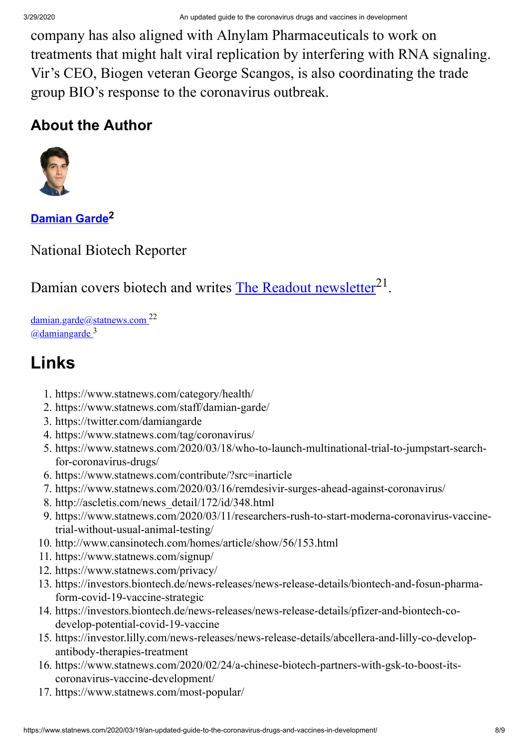company has also aligned with Alnylam Pharmaceuticals to work on treatments that might halt viral replication by interfering with RNA signaling. Vir's CEO, Biogen veteran George Scangos, is also coordinating the trade group BIO's response to the coronavirus outbreak.

## About the Author

**Damian Garde**[2]

National Biotech Reporter

Damian covers biotech and writes The Readout newsletter[21].

damian.garde@statnews.com [22]
@damiangarde [3]

# Links

1. https://www.statnews.com/category/health/
2. https://www.statnews.com/staff/damian-garde/
3. https://twitter.com/damiangarde
4. https://www.statnews.com/tag/coronavirus/
5. https://www.statnews.com/2020/03/18/who-to-launch-multinational-trial-to-jumpstart-search-for-coronavirus-drugs/
6. https://www.statnews.com/contribute/?src=inarticle
7. https://www.statnews.com/2020/03/16/remdesivir-surges-ahead-against-coronavirus/
8. http://ascletis.com/news_detail/172/id/348.html
9. https://www.statnews.com/2020/03/11/researchers-rush-to-start-moderna-coronavirus-vaccine-trial-without-usual-animal-testing/
10. http://www.cansinotech.com/homes/article/show/56/153.html
11. https://www.statnews.com/signup/
12. https://www.statnews.com/privacy/
13. https://investors.biontech.de/news-releases/news-release-details/biontech-and-fosun-pharma-form-covid-19-vaccine-strategic
14. https://investors.biontech.de/news-releases/news-release-details/pfizer-and-biontech-co-develop-potential-covid-19-vaccine
15. https://investor.lilly.com/news-releases/news-release-details/abcellera-and-lilly-co-develop-antibody-therapies-treatment
16. https://www.statnews.com/2020/02/24/a-chinese-biotech-partners-with-gsk-to-boost-its-coronavirus-vaccine-development/
17. https://www.statnews.com/most-popular/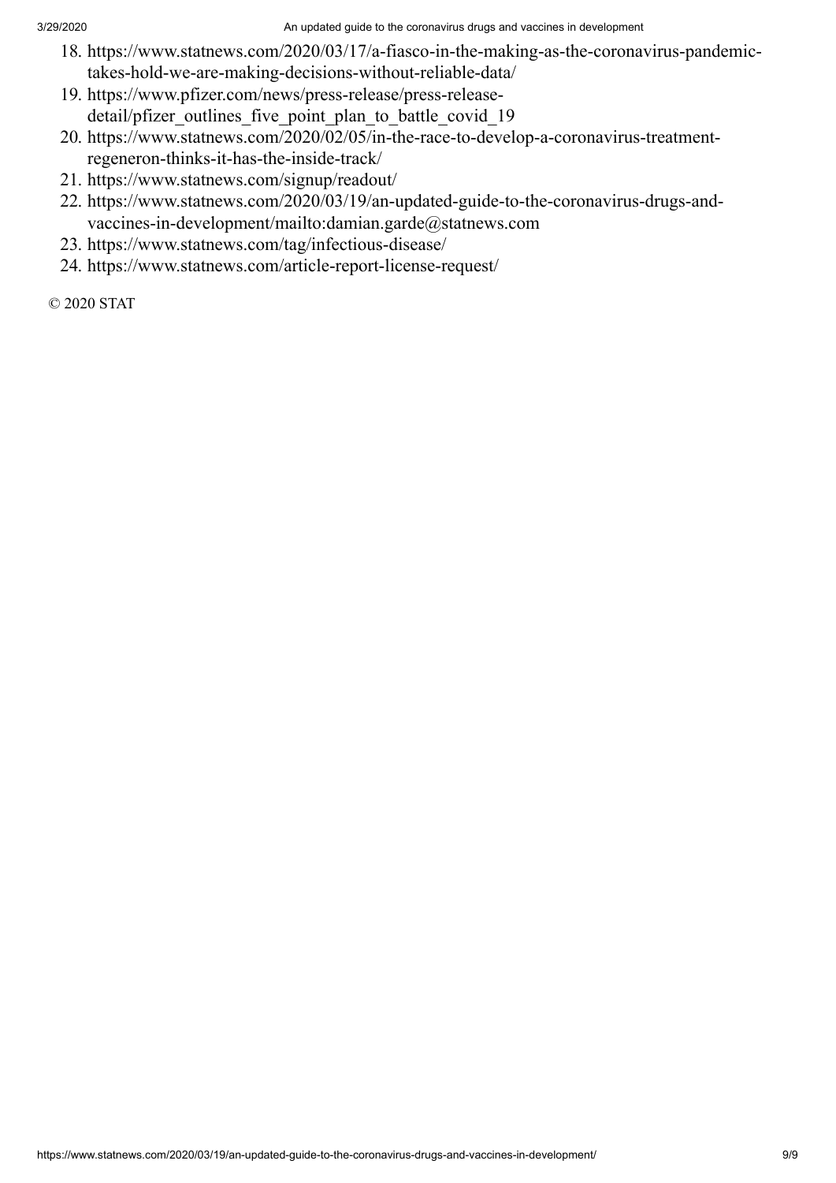18. https://www.statnews.com/2020/03/17/a-fiasco-in-the-making-as-the-coronavirus-pandemic-takes-hold-we-are-making-decisions-without-reliable-data/
19. https://www.pfizer.com/news/press-release/press-release-detail/pfizer_outlines_five_point_plan_to_battle_covid_19
20. https://www.statnews.com/2020/02/05/in-the-race-to-develop-a-coronavirus-treatment-regeneron-thinks-it-has-the-inside-track/
21. https://www.statnews.com/signup/readout/
22. https://www.statnews.com/2020/03/19/an-updated-guide-to-the-coronavirus-drugs-and-vaccines-in-development/mailto:damian.garde@statnews.com
23. https://www.statnews.com/tag/infectious-disease/
24. https://www.statnews.com/article-report-license-request/

© 2020 STAT